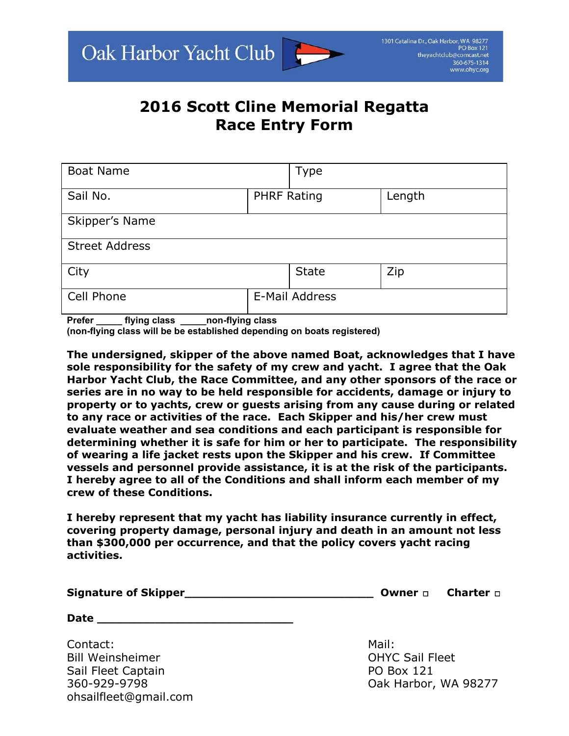Oak Harbor Yacht Club

1301 Catalina Dr., Oak Harbor, WA 98277
PO Box 121
theyachtclub@comcast.net
360-675-1314
www.ohyc.org

# 2016 Scott Cline Memorial Regatta
# Race Entry Form

| Boat Name | | Type | |
|---|---|---|---|
| Sail No. | PHRF Rating | | Length |
| Skipper's Name | | | |
| Street Address | | | |
| City | | State | Zip |
| Cell Phone | E-Mail Address | | |

**Prefer _____ flying class _____non-flying class**
**(non-flying class will be be established depending on boats registered)**

**The undersigned, skipper of the above named Boat, acknowledges that I have sole responsibility for the safety of my crew and yacht. I agree that the Oak Harbor Yacht Club, the Race Committee, and any other sponsors of the race or series are in no way to be held responsible for accidents, damage or injury to property or to yachts, crew or guests arising from any cause during or related to any race or activities of the race. Each Skipper and his/her crew must evaluate weather and sea conditions and each participant is responsible for determining whether it is safe for him or her to participate. The responsibility of wearing a life jacket rests upon the Skipper and his crew. If Committee vessels and personnel provide assistance, it is at the risk of the participants. I hereby agree to all of the Conditions and shall inform each member of my crew of these Conditions.**

**I hereby represent that my yacht has liability insurance currently in effect, covering property damage, personal injury and death in an amount not less than $300,000 per occurrence, and that the policy covers yacht racing activities.**

**Signature of Skipper___________________________ Owner ☐ Charter ☐**

**Date ___________________________**

Contact:
Bill Weinsheimer
Sail Fleet Captain
360-929-9798
ohsailfleet@gmail.com

Mail:
OHYC Sail Fleet
PO Box 121
Oak Harbor, WA 98277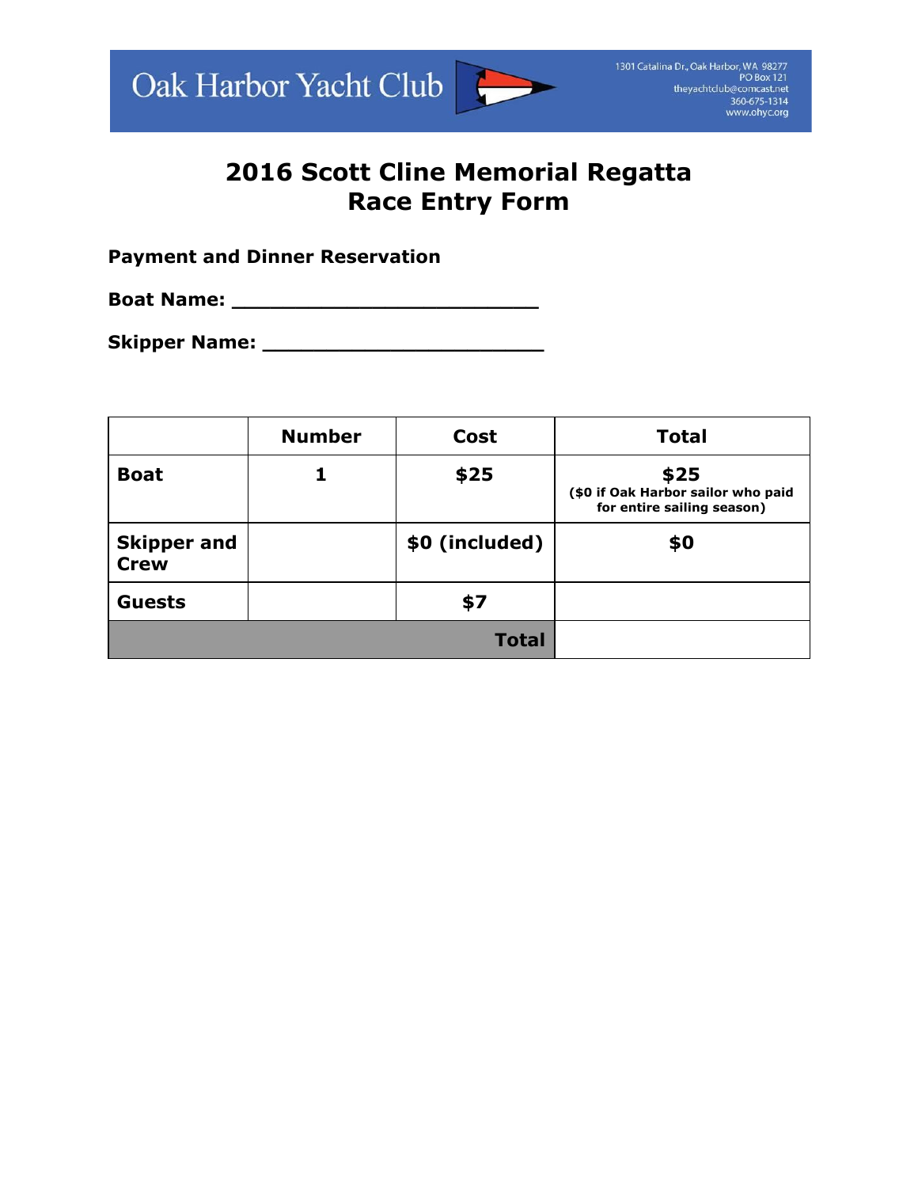Oak Harbor Yacht Club

1301 Catalina Dr., Oak Harbor, WA 98277
PO Box 121
theyachtclub@comcast.net
360-675-1314
www.ohyc.org

# 2016 Scott Cline Memorial Regatta
# Race Entry Form

**Payment and Dinner Reservation**

**Boat Name: ________________________**

**Skipper Name: ______________________**

| | Number | Cost | Total |
|---|---|---|---|
| **Boat** | **1** | **$25** | **$25** **($0 if Oak Harbor sailor who paid for entire sailing season)** |
| **Skipper and Crew** | | **$0 (included)** | **$0** |
| **Guests** | | **$7** | |
| | | **Total** | |